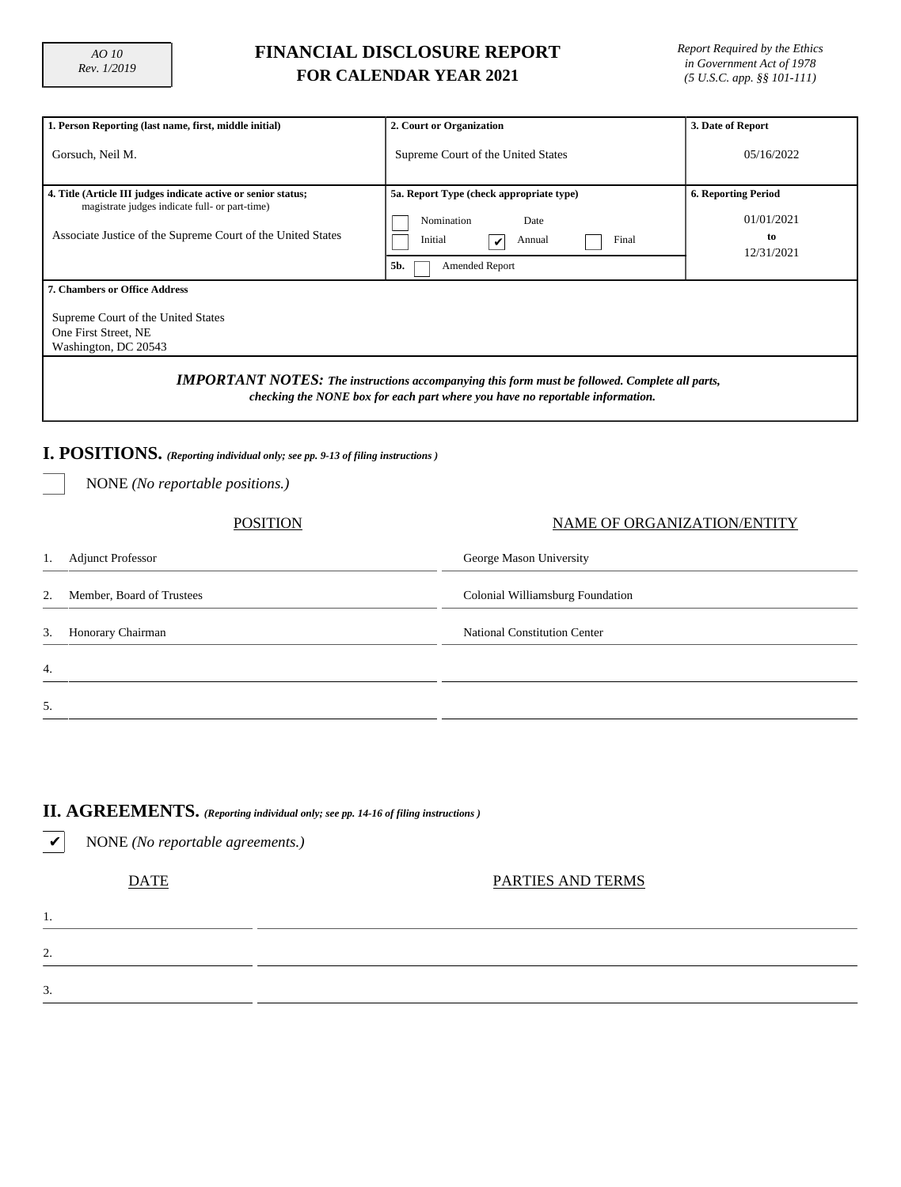AO 10
Rev. 1/2019

# FINANCIAL DISCLOSURE REPORT
## FOR CALENDAR YEAR 2021

*Report Required by the Ethics in Government Act of 1978 (5 U.S.C. app. §§ 101-111)*

| 1. Person Reporting (last name, first, middle initial) | 2. Court or Organization | 3. Date of Report |
|---|---|---|
| Gorsuch, Neil M. | Supreme Court of the United States | 05/16/2022 |
| **4. Title (Article III judges indicate active or senior status; magistrate judges indicate full- or part-time)** | **5a. Report Type (check appropriate type)** | **6. Reporting Period** |
| Associate Justice of the Supreme Court of the United States | ☐ Nomination Date<br>☐ Initial ☑ Annual ☐ Final<br>5b. ☐ Amended Report | 01/01/2021 to 12/31/2021 |

**7. Chambers or Office Address**

Supreme Court of the United States
One First Street, NE
Washington, DC 20543

***IMPORTANT NOTES:*** ***The instructions accompanying this form must be followed. Complete all parts, checking the NONE box for each part where you have no reportable information.***

## I. POSITIONS. *(Reporting individual only; see pp. 9-13 of filing instructions )*

☐ NONE *(No reportable positions.)*

| | POSITION | NAME OF ORGANIZATION/ENTITY |
|---|---|---|
| 1. | Adjunct Professor | George Mason University |
| 2. | Member, Board of Trustees | Colonial Williamsburg Foundation |
| 3. | Honorary Chairman | National Constitution Center |
| 4. | | |
| 5. | | |

## II. AGREEMENTS. *(Reporting individual only; see pp. 14-16 of filing instructions )*

☑ NONE *(No reportable agreements.)*

| | DATE | PARTIES AND TERMS |
|---|---|---|
| 1. | | |
| 2. | | |
| 3. | | |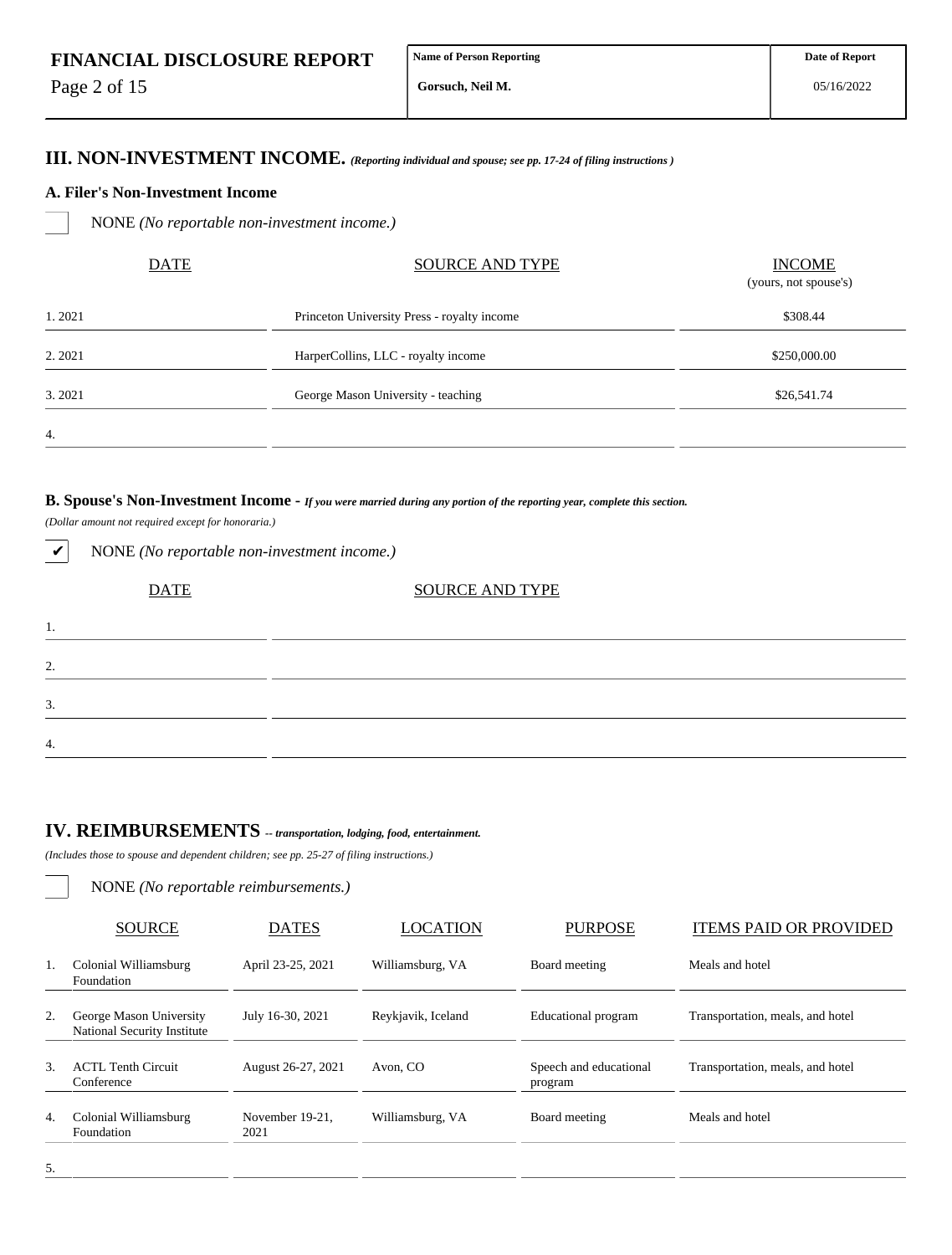**FINANCIAL DISCLOSURE REPORT**

| Name of Person Reporting | Date of Report |
|---|---|
| Gorsuch, Neil M. | 05/16/2022 |

## III. NON-INVESTMENT INCOME. *(Reporting individual and spouse; see pp. 17-24 of filing instructions )*

### A. Filer's Non-Investment Income

☐ NONE *(No reportable non-investment income.)*

| | DATE | SOURCE AND TYPE | INCOME (yours, not spouse's) |
|---|---|---|---|
| 1. | 2021 | Princeton University Press - royalty income | $308.44 |
| 2. | 2021 | HarperCollins, LLC - royalty income | $250,000.00 |
| 3. | 2021 | George Mason University - teaching | $26,541.74 |
| 4. | | | |

### B. Spouse's Non-Investment Income - *If you were married during any portion of the reporting year, complete this section.*

*(Dollar amount not required except for honoraria.)*

☑ NONE *(No reportable non-investment income.)*

| | DATE | SOURCE AND TYPE |
|---|---|---|
| 1. | | |
| 2. | | |
| 3. | | |
| 4. | | |

## IV. REIMBURSEMENTS *-- transportation, lodging, food, entertainment.*

*(Includes those to spouse and dependent children; see pp. 25-27 of filing instructions.)*

☐ NONE *(No reportable reimbursements.)*

| | SOURCE | DATES | LOCATION | PURPOSE | ITEMS PAID OR PROVIDED |
|---|---|---|---|---|---|
| 1. | Colonial Williamsburg Foundation | April 23-25, 2021 | Williamsburg, VA | Board meeting | Meals and hotel |
| 2. | George Mason University National Security Institute | July 16-30, 2021 | Reykjavik, Iceland | Educational program | Transportation, meals, and hotel |
| 3. | ACTL Tenth Circuit Conference | August 26-27, 2021 | Avon, CO | Speech and educational program | Transportation, meals, and hotel |
| 4. | Colonial Williamsburg Foundation | November 19-21, 2021 | Williamsburg, VA | Board meeting | Meals and hotel |
| 5. | | | | | |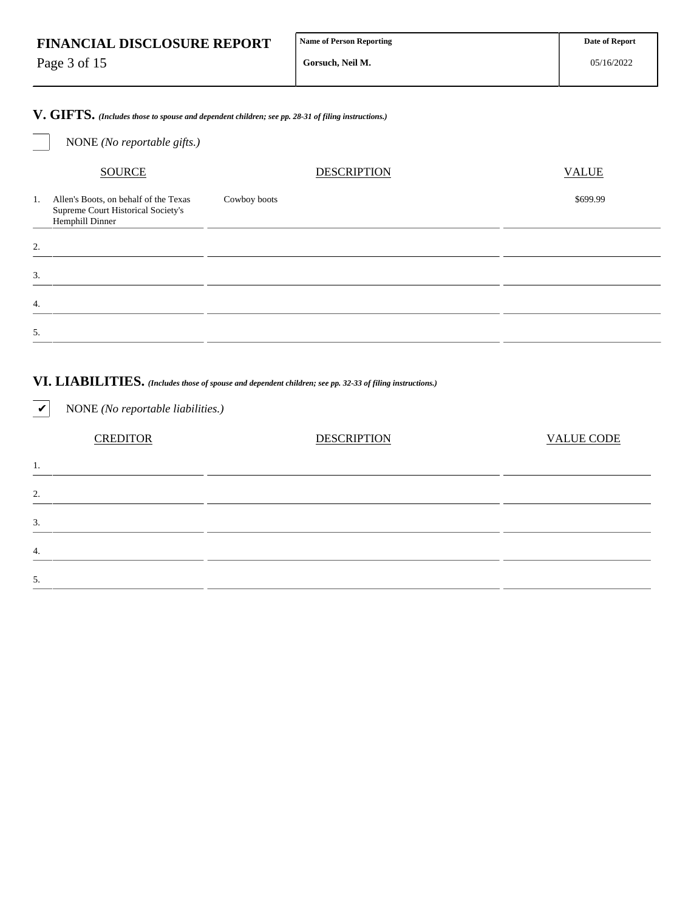## V. GIFTS. *(Includes those to spouse and dependent children; see pp. 28-31 of filing instructions.)*

☐ NONE *(No reportable gifts.)*

| | SOURCE | DESCRIPTION | VALUE |
|---|---|---|---|
| 1. | Allen's Boots, on behalf of the Texas Supreme Court Historical Society's Hemphill Dinner | Cowboy boots | $699.99 |
| 2. | | | |
| 3. | | | |
| 4. | | | |
| 5. | | | |

## VI. LIABILITIES. *(Includes those of spouse and dependent children; see pp. 32-33 of filing instructions.)*

☑ NONE *(No reportable liabilities.)*

| | CREDITOR | DESCRIPTION | VALUE CODE |
|---|---|---|---|
| 1. | | | |
| 2. | | | |
| 3. | | | |
| 4. | | | |
| 5. | | | |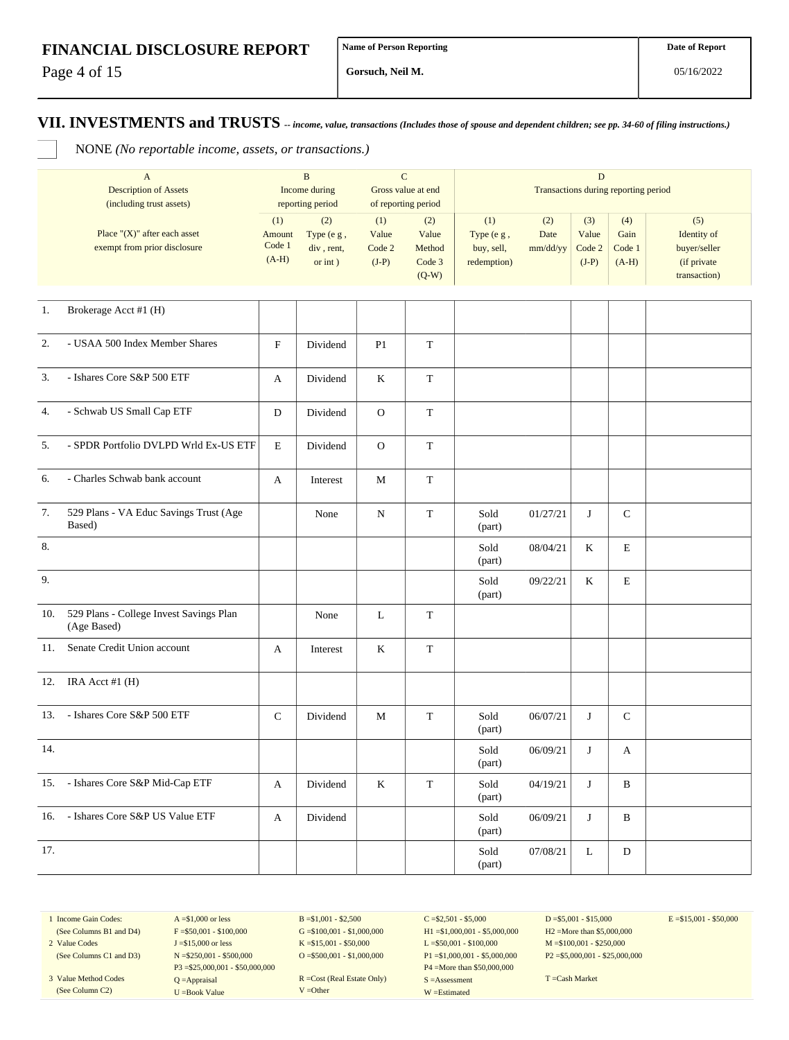# FINANCIAL DISCLOSURE REPORT

| Name of Person Reporting | Date of Report |
|---|---|
| Gorsuch, Neil M. | 05/16/2022 |

## VII. INVESTMENTS and TRUSTS *-- income, value, transactions (Includes those of spouse and dependent children; see pp. 34-60 of filing instructions.)*

☐ NONE *(No reportable income, assets, or transactions.)*

| | A<br>Description of Assets<br>(including trust assets) | B<br>Income during<br>reporting period | | C<br>Gross value at end<br>of reporting period | | D<br>Transactions during reporting period | | | | |
|---|---|---|---|---|---|---|---|---|---|---|
| | Place "(X)" after each asset<br>exempt from prior disclosure | (1)<br>Amount<br>Code 1<br>(A-H) | (2)<br>Type (e g ,<br>div , rent,<br>or int ) | (1)<br>Value<br>Code 2<br>(J-P) | (2)<br>Value<br>Method<br>Code 3<br>(Q-W) | (1)<br>Type (e g ,<br>buy, sell,<br>redemption) | (2)<br>Date<br>mm/dd/yy | (3)<br>Value<br>Code 2<br>(J-P) | (4)<br>Gain<br>Code 1<br>(A-H) | (5)<br>Identity of<br>buyer/seller<br>(if private<br>transaction) |
| 1. | Brokerage Acct #1 (H) | | | | | | | | | |
| 2. | - USAA 500 Index Member Shares | F | Dividend | P1 | T | | | | | |
| 3. | - Ishares Core S&P 500 ETF | A | Dividend | K | T | | | | | |
| 4. | - Schwab US Small Cap ETF | D | Dividend | O | T | | | | | |
| 5. | - SPDR Portfolio DVLPD Wrld Ex-US ETF | E | Dividend | O | T | | | | | |
| 6. | - Charles Schwab bank account | A | Interest | M | T | | | | | |
| 7. | 529 Plans - VA Educ Savings Trust (Age Based) | | None | N | T | Sold (part) | 01/27/21 | J | C | |
| 8. | | | | | | Sold (part) | 08/04/21 | K | E | |
| 9. | | | | | | Sold (part) | 09/22/21 | K | E | |
| 10. | 529 Plans - College Invest Savings Plan (Age Based) | | None | L | T | | | | | |
| 11. | Senate Credit Union account | A | Interest | K | T | | | | | |
| 12. | IRA Acct #1 (H) | | | | | | | | | |
| 13. | - Ishares Core S&P 500 ETF | C | Dividend | M | T | Sold (part) | 06/07/21 | J | C | |
| 14. | | | | | | Sold (part) | 06/09/21 | J | A | |
| 15. | - Ishares Core S&P Mid-Cap ETF | A | Dividend | K | T | Sold (part) | 04/19/21 | J | B | |
| 16. | - Ishares Core S&P US Value ETF | A | Dividend | | | Sold (part) | 06/09/21 | J | B | |
| 17. | | | | | | Sold (part) | 07/08/21 | L | D | |

1 Income Gain Codes: (See Columns B1 and D4) — A =$1,000 or less; B =$1,001 - $2,500; C =$2,501 - $5,000; D =$5,001 - $15,000; E =$15,001 - $50,000; F =$50,001 - $100,000; G =$100,001 - $1,000,000; H1 =$1,000,001 - $5,000,000; H2 =More than $5,000,000

2 Value Codes (See Columns C1 and D3) — J =$15,000 or less; K =$15,001 - $50,000; L =$50,001 - $100,000; M =$100,001 - $250,000; N =$250,001 - $500,000; O =$500,001 - $1,000,000; P1 =$1,000,001 - $5,000,000; P2 =$5,000,001 - $25,000,000; P3 =$25,000,001 - $50,000,000; P4 =More than $50,000,000

3 Value Method Codes (See Column C2) — Q =Appraisal; R =Cost (Real Estate Only); S =Assessment; T =Cash Market; U =Book Value; V =Other; W =Estimated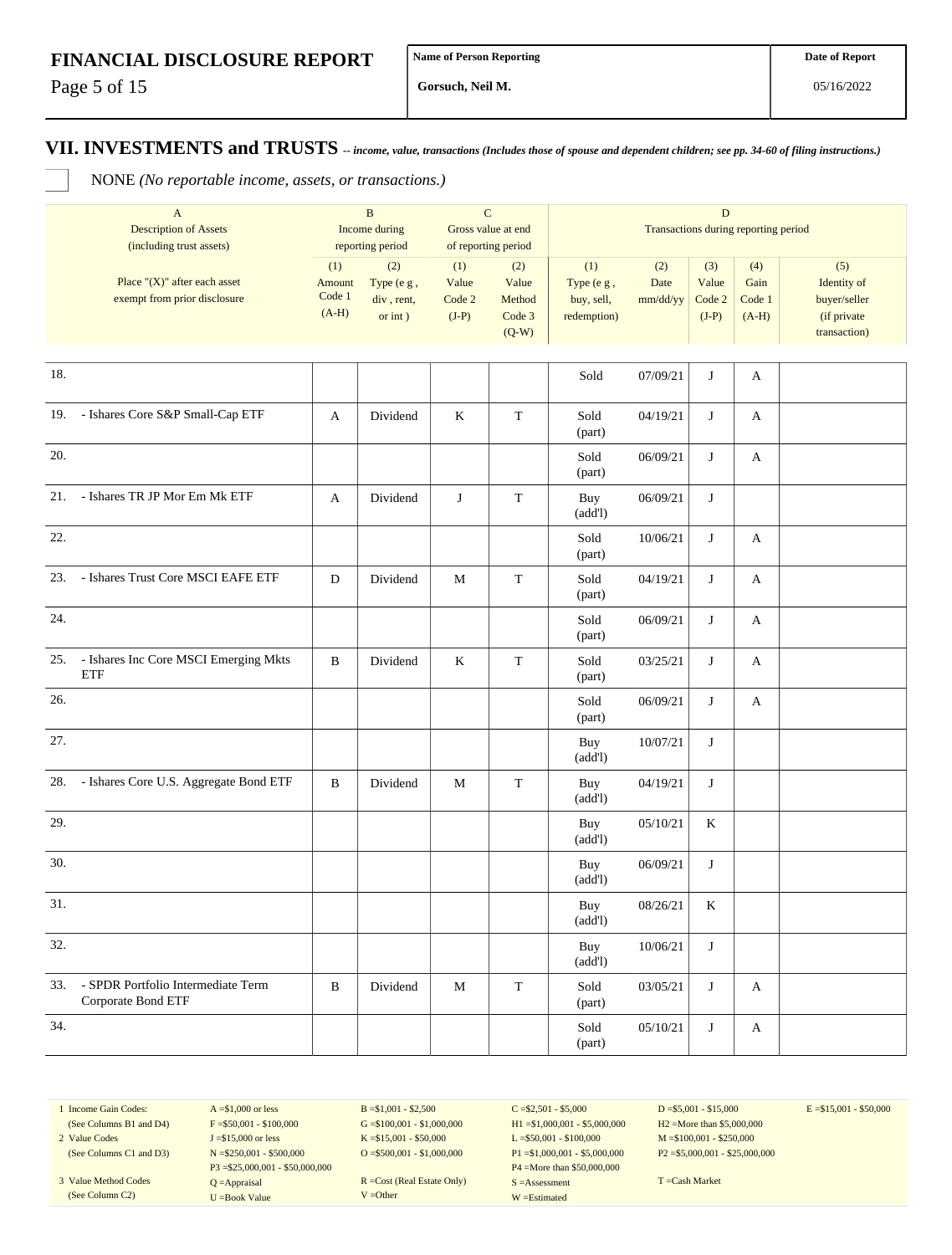| FINANCIAL DISCLOSURE REPORT | Name of Person Reporting | Date of Report |
|---|---|---|
| | Gorsuch, Neil M. | 05/16/2022 |

## VII. INVESTMENTS and TRUSTS
*-- income, value, transactions (Includes those of spouse and dependent children; see pp. 34-60 of filing instructions.)*

☐ NONE *(No reportable income, assets, or transactions.)*

| A<br>Description of Assets<br>(including trust assets) | B<br>Income during<br>reporting period | | C<br>Gross value at end<br>of reporting period | | D<br>Transactions during reporting period | | | | |
|---|---|---|---|---|---|---|---|---|---|
| Place "(X)" after each asset exempt from prior disclosure | (1)<br>Amount<br>Code 1<br>(A-H) | (2)<br>Type (e g ,<br>div , rent,<br>or int ) | (1)<br>Value<br>Code 2<br>(J-P) | (2)<br>Value<br>Method<br>Code 3<br>(Q-W) | (1)<br>Type (e g ,<br>buy, sell,<br>redemption) | (2)<br>Date<br>mm/dd/yy | (3)<br>Value<br>Code 2<br>(J-P) | (4)<br>Gain<br>Code 1<br>(A-H) | (5)<br>Identity of<br>buyer/seller<br>(if private<br>transaction) |
| 18. | | | | | Sold | 07/09/21 | J | A | |
| 19. - Ishares Core S&P Small-Cap ETF | A | Dividend | K | T | Sold (part) | 04/19/21 | J | A | |
| 20. | | | | | Sold (part) | 06/09/21 | J | A | |
| 21. - Ishares TR JP Mor Em Mk ETF | A | Dividend | J | T | Buy (add'l) | 06/09/21 | J | | |
| 22. | | | | | Sold (part) | 10/06/21 | J | A | |
| 23. - Ishares Trust Core MSCI EAFE ETF | D | Dividend | M | T | Sold (part) | 04/19/21 | J | A | |
| 24. | | | | | Sold (part) | 06/09/21 | J | A | |
| 25. - Ishares Inc Core MSCI Emerging Mkts ETF | B | Dividend | K | T | Sold (part) | 03/25/21 | J | A | |
| 26. | | | | | Sold (part) | 06/09/21 | J | A | |
| 27. | | | | | Buy (add'l) | 10/07/21 | J | | |
| 28. - Ishares Core U.S. Aggregate Bond ETF | B | Dividend | M | T | Buy (add'l) | 04/19/21 | J | | |
| 29. | | | | | Buy (add'l) | 05/10/21 | K | | |
| 30. | | | | | Buy (add'l) | 06/09/21 | J | | |
| 31. | | | | | Buy (add'l) | 08/26/21 | K | | |
| 32. | | | | | Buy (add'l) | 10/06/21 | J | | |
| 33. - SPDR Portfolio Intermediate Term Corporate Bond ETF | B | Dividend | M | T | Sold (part) | 03/05/21 | J | A | |
| 34. | | | | | Sold (part) | 05/10/21 | J | A | |

| | | | | | |
|---|---|---|---|---|---|
| 1 Income Gain Codes: (See Columns B1 and D4) | A =$1,000 or less<br>F =$50,001 - $100,000 | B =$1,001 - $2,500<br>G =$100,001 - $1,000,000 | C =$2,501 - $5,000<br>H1 =$1,000,001 - $5,000,000 | D =$5,001 - $15,000<br>H2 =More than $5,000,000 | E =$15,001 - $50,000 |
| 2 Value Codes (See Columns C1 and D3) | J =$15,000 or less<br>N =$250,001 - $500,000<br>P3 =$25,000,001 - $50,000,000 | K =$15,001 - $50,000<br>O =$500,001 - $1,000,000 | L =$50,001 - $100,000<br>P1 =$1,000,001 - $5,000,000<br>P4 =More than $50,000,000 | M =$100,001 - $250,000<br>P2 =$5,000,001 - $25,000,000 | |
| 3 Value Method Codes (See Column C2) | Q =Appraisal<br>U =Book Value | R =Cost (Real Estate Only)<br>V =Other | S =Assessment<br>W =Estimated | T =Cash Market | |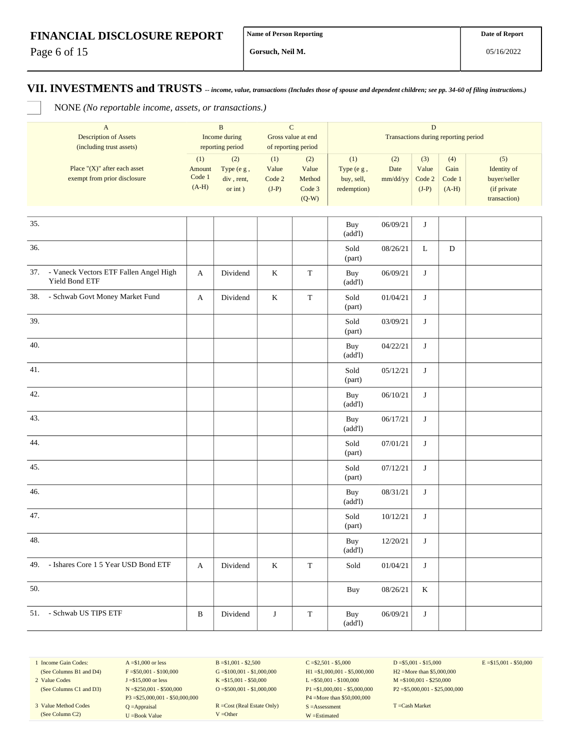**FINANCIAL DISCLOSURE REPORT**

| Name of Person Reporting | Date of Report |
|---|---|
| Gorsuch, Neil M. | 05/16/2022 |

## VII. INVESTMENTS and TRUSTS
*-- income, value, transactions (Includes those of spouse and dependent children; see pp. 34-60 of filing instructions.)*

☐ NONE *(No reportable income, assets, or transactions.)*

| A | B | | C | | D | | | | |
|---|---|---|---|---|---|---|---|---|---|
| Description of Assets (including trust assets) | Income during reporting period | | Gross value at end of reporting period | | Transactions during reporting period | | | | |
| Place "(X)" after each asset exempt from prior disclosure | (1) Amount Code 1 (A-H) | (2) Type (e g , div , rent, or int ) | (1) Value Code 2 (J-P) | (2) Value Method Code 3 (Q-W) | (1) Type (e g , buy, sell, redemption) | (2) Date mm/dd/yy | (3) Value Code 2 (J-P) | (4) Gain Code 1 (A-H) | (5) Identity of buyer/seller (if private transaction) |
| 35. | | | | | Buy (add'l) | 06/09/21 | J | | |
| 36. | | | | | Sold (part) | 08/26/21 | L | D | |
| 37. - Vaneck Vectors ETF Fallen Angel High Yield Bond ETF | A | Dividend | K | T | Buy (add'l) | 06/09/21 | J | | |
| 38. - Schwab Govt Money Market Fund | A | Dividend | K | T | Sold (part) | 01/04/21 | J | | |
| 39. | | | | | Sold (part) | 03/09/21 | J | | |
| 40. | | | | | Buy (add'l) | 04/22/21 | J | | |
| 41. | | | | | Sold (part) | 05/12/21 | J | | |
| 42. | | | | | Buy (add'l) | 06/10/21 | J | | |
| 43. | | | | | Buy (add'l) | 06/17/21 | J | | |
| 44. | | | | | Sold (part) | 07/01/21 | J | | |
| 45. | | | | | Sold (part) | 07/12/21 | J | | |
| 46. | | | | | Buy (add'l) | 08/31/21 | J | | |
| 47. | | | | | Sold (part) | 10/12/21 | J | | |
| 48. | | | | | Buy (add'l) | 12/20/21 | J | | |
| 49. - Ishares Core 1 5 Year USD Bond ETF | A | Dividend | K | T | Sold | 01/04/21 | J | | |
| 50. | | | | | Buy | 08/26/21 | K | | |
| 51. - Schwab US TIPS ETF | B | Dividend | J | T | Buy (add'l) | 06/09/21 | J | | |

1 Income Gain Codes: (See Columns B1 and D4) — A =$1,000 or less; B =$1,001 - $2,500; C =$2,501 - $5,000; D =$5,001 - $15,000; E =$15,001 - $50,000; F =$50,001 - $100,000; G =$100,001 - $1,000,000; H1 =$1,000,001 - $5,000,000; H2 =More than $5,000,000

2 Value Codes (See Columns C1 and D3) — J =$15,000 or less; K =$15,001 - $50,000; L =$50,001 - $100,000; M =$100,001 - $250,000; N =$250,001 - $500,000; O =$500,001 - $1,000,000; P1 =$1,000,001 - $5,000,000; P2 =$5,000,001 - $25,000,000; P3 =$25,000,001 - $50,000,000; P4 =More than $50,000,000

3 Value Method Codes (See Column C2) — Q =Appraisal; R =Cost (Real Estate Only); S =Assessment; T =Cash Market; U =Book Value; V =Other; W =Estimated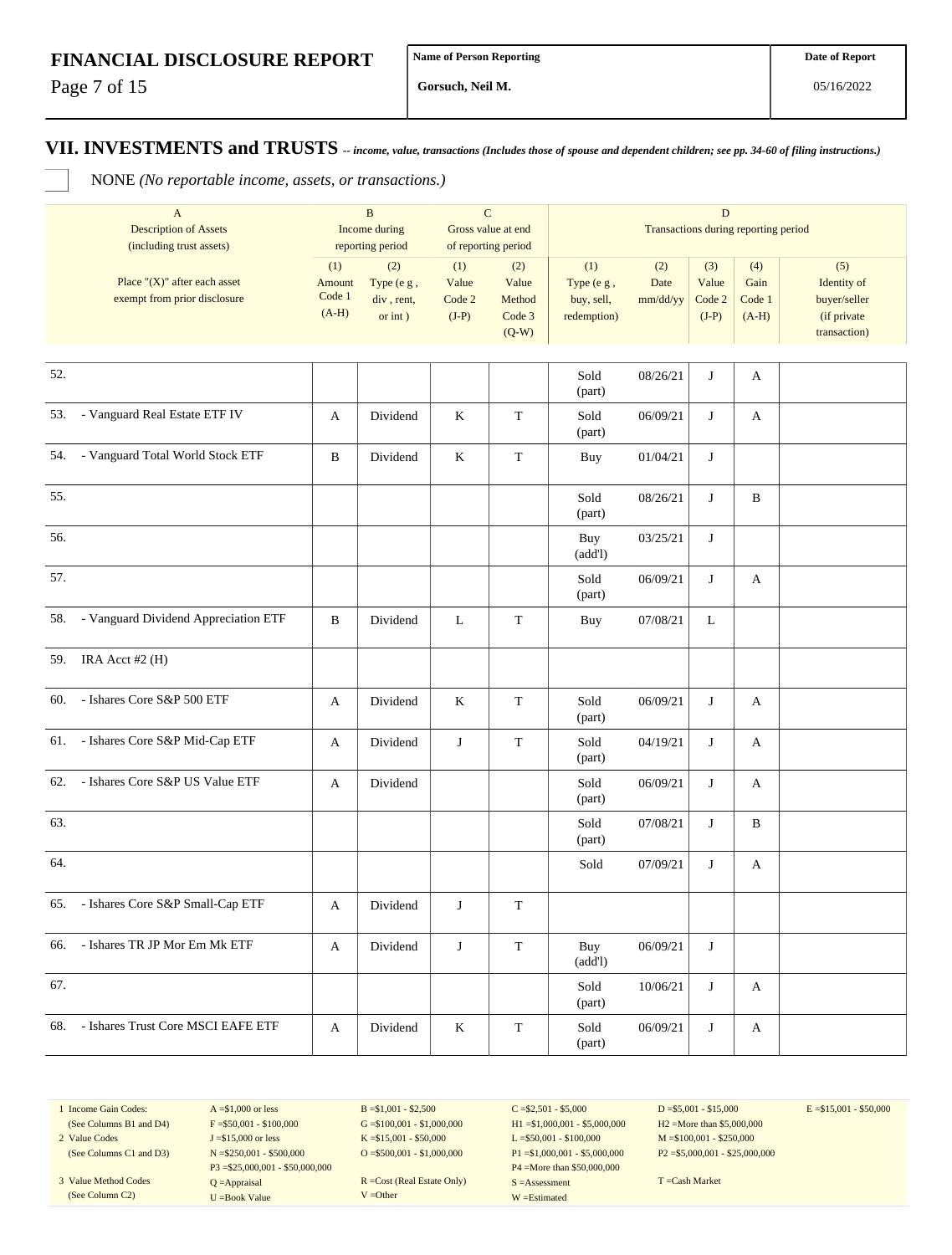## VII. INVESTMENTS and TRUSTS *-- income, value, transactions (Includes those of spouse and dependent children; see pp. 34-60 of filing instructions.)*

☐ NONE *(No reportable income, assets, or transactions.)*

| A<br>Description of Assets<br>(including trust assets) | B<br>Income during<br>reporting period | | C<br>Gross value at end<br>of reporting period | | D<br>Transactions during reporting period | | | | |
|---|---|---|---|---|---|---|---|---|---|
| Place "(X)" after each asset exempt from prior disclosure | (1)<br>Amount<br>Code 1<br>(A-H) | (2)<br>Type (e g ,<br>div , rent,<br>or int ) | (1)<br>Value<br>Code 2<br>(J-P) | (2)<br>Value<br>Method<br>Code 3<br>(Q-W) | (1)<br>Type (e g ,<br>buy, sell,<br>redemption) | (2)<br>Date<br>mm/dd/yy | (3)<br>Value<br>Code 2<br>(J-P) | (4)<br>Gain<br>Code 1<br>(A-H) | (5)<br>Identity of<br>buyer/seller<br>(if private<br>transaction) |
| 52. | | | | | Sold (part) | 08/26/21 | J | A | |
| 53. - Vanguard Real Estate ETF IV | A | Dividend | K | T | Sold (part) | 06/09/21 | J | A | |
| 54. - Vanguard Total World Stock ETF | B | Dividend | K | T | Buy | 01/04/21 | J | | |
| 55. | | | | | Sold (part) | 08/26/21 | J | B | |
| 56. | | | | | Buy (add'l) | 03/25/21 | J | | |
| 57. | | | | | Sold (part) | 06/09/21 | J | A | |
| 58. - Vanguard Dividend Appreciation ETF | B | Dividend | L | T | Buy | 07/08/21 | L | | |
| 59. IRA Acct #2 (H) | | | | | | | | | |
| 60. - Ishares Core S&P 500 ETF | A | Dividend | K | T | Sold (part) | 06/09/21 | J | A | |
| 61. - Ishares Core S&P Mid-Cap ETF | A | Dividend | J | T | Sold (part) | 04/19/21 | J | A | |
| 62. - Ishares Core S&P US Value ETF | A | Dividend | | | Sold (part) | 06/09/21 | J | A | |
| 63. | | | | | Sold (part) | 07/08/21 | J | B | |
| 64. | | | | | Sold | 07/09/21 | J | A | |
| 65. - Ishares Core S&P Small-Cap ETF | A | Dividend | J | T | | | | | |
| 66. - Ishares TR JP Mor Em Mk ETF | A | Dividend | J | T | Buy (add'l) | 06/09/21 | J | | |
| 67. | | | | | Sold (part) | 10/06/21 | J | A | |
| 68. - Ishares Trust Core MSCI EAFE ETF | A | Dividend | K | T | Sold (part) | 06/09/21 | J | A | |

1 Income Gain Codes: (See Columns B1 and D4) A =$1,000 or less; B =$1,001 - $2,500; C =$2,501 - $5,000; D =$5,001 - $15,000; E =$15,001 - $50,000; F =$50,001 - $100,000; G =$100,001 - $1,000,000; H1 =$1,000,001 - $5,000,000; H2 =More than $5,000,000

2 Value Codes (See Columns C1 and D3) J =$15,000 or less; K =$15,001 - $50,000; L =$50,001 - $100,000; M =$100,001 - $250,000; N =$250,001 - $500,000; O =$500,001 - $1,000,000; P1 =$1,000,001 - $5,000,000; P2 =$5,000,001 - $25,000,000; P3 =$25,000,001 - $50,000,000; P4 =More than $50,000,000

3 Value Method Codes (See Column C2) Q =Appraisal; R =Cost (Real Estate Only); S =Assessment; T =Cash Market; U =Book Value; V =Other; W =Estimated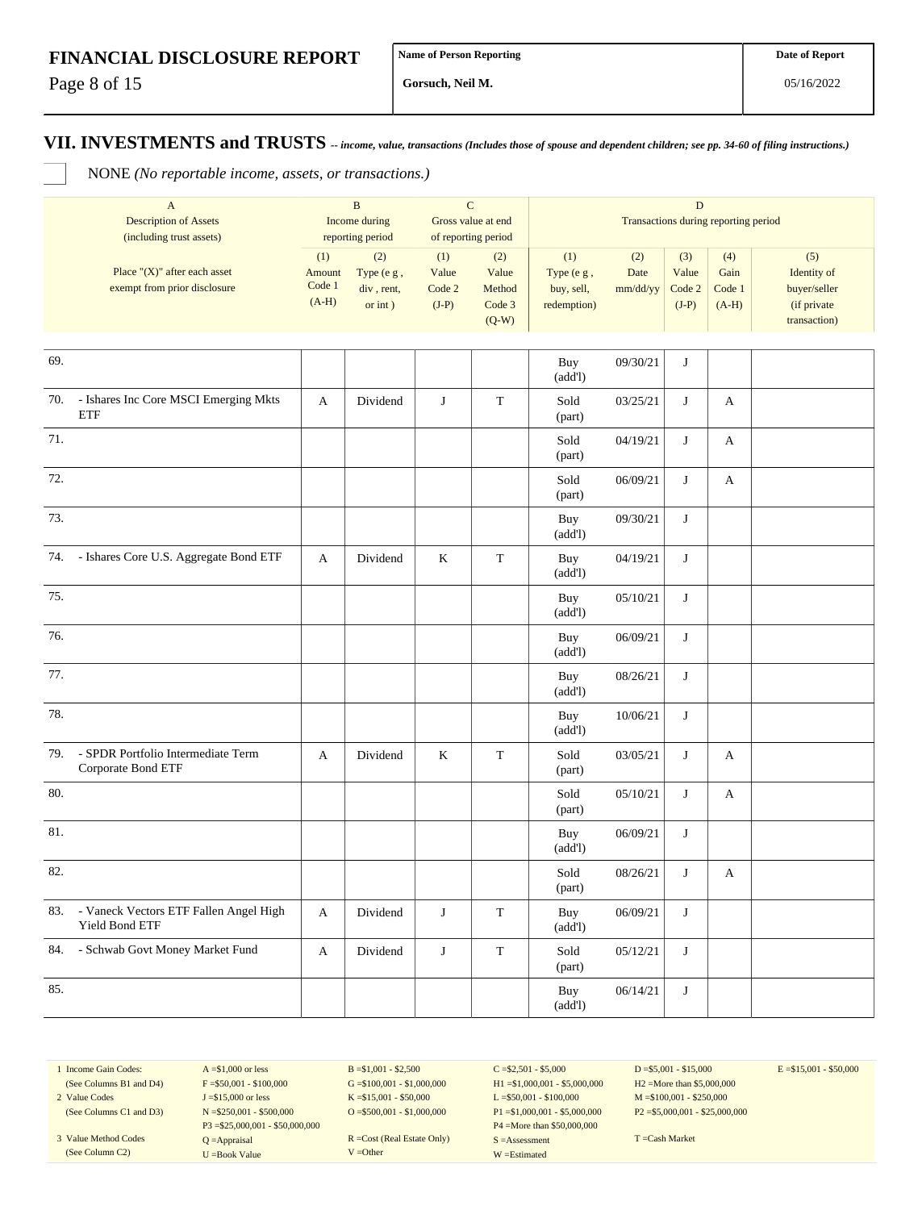# FINANCIAL DISCLOSURE REPORT

| Name of Person Reporting | Date of Report |
|---|---|
| Gorsuch, Neil M. | 05/16/2022 |

## VII. INVESTMENTS and TRUSTS *-- income, value, transactions (Includes those of spouse and dependent children; see pp. 34-60 of filing instructions.)*

☐ NONE *(No reportable income, assets, or transactions.)*

| | A<br>Description of Assets<br>(including trust assets) | B<br>Income during reporting period | | C<br>Gross value at end of reporting period | | D<br>Transactions during reporting period | | | | |
|---|---|---|---|---|---|---|---|---|---|---|
| | Place "(X)" after each asset exempt from prior disclosure | (1)<br>Amount<br>Code 1<br>(A-H) | (2)<br>Type (e g , div , rent, or int ) | (1)<br>Value<br>Code 2<br>(J-P) | (2)<br>Value<br>Method<br>Code 3<br>(Q-W) | (1)<br>Type (e g , buy, sell, redemption) | (2)<br>Date<br>mm/dd/yy | (3)<br>Value<br>Code 2<br>(J-P) | (4)<br>Gain<br>Code 1<br>(A-H) | (5)<br>Identity of buyer/seller (if private transaction) |
| 69. | | | | | | Buy (add'l) | 09/30/21 | J | | |
| 70. | - Ishares Inc Core MSCI Emerging Mkts ETF | A | Dividend | J | T | Sold (part) | 03/25/21 | J | A | |
| 71. | | | | | | Sold (part) | 04/19/21 | J | A | |
| 72. | | | | | | Sold (part) | 06/09/21 | J | A | |
| 73. | | | | | | Buy (add'l) | 09/30/21 | J | | |
| 74. | - Ishares Core U.S. Aggregate Bond ETF | A | Dividend | K | T | Buy (add'l) | 04/19/21 | J | | |
| 75. | | | | | | Buy (add'l) | 05/10/21 | J | | |
| 76. | | | | | | Buy (add'l) | 06/09/21 | J | | |
| 77. | | | | | | Buy (add'l) | 08/26/21 | J | | |
| 78. | | | | | | Buy (add'l) | 10/06/21 | J | | |
| 79. | - SPDR Portfolio Intermediate Term Corporate Bond ETF | A | Dividend | K | T | Sold (part) | 03/05/21 | J | A | |
| 80. | | | | | | Sold (part) | 05/10/21 | J | A | |
| 81. | | | | | | Buy (add'l) | 06/09/21 | J | | |
| 82. | | | | | | Sold (part) | 08/26/21 | J | A | |
| 83. | - Vaneck Vectors ETF Fallen Angel High Yield Bond ETF | A | Dividend | J | T | Buy (add'l) | 06/09/21 | J | | |
| 84. | - Schwab Govt Money Market Fund | A | Dividend | J | T | Sold (part) | 05/12/21 | J | | |
| 85. | | | | | | Buy (add'l) | 06/14/21 | J | | |

| | | | | | |
|---|---|---|---|---|---|
| 1 Income Gain Codes: (See Columns B1 and D4) | A =$1,000 or less<br>F =$50,001 - $100,000 | B =$1,001 - $2,500<br>G =$100,001 - $1,000,000 | C =$2,501 - $5,000<br>H1 =$1,000,001 - $5,000,000 | D =$5,001 - $15,000<br>H2 =More than $5,000,000 | E =$15,001 - $50,000 |
| 2 Value Codes (See Columns C1 and D3) | J =$15,000 or less<br>N =$250,001 - $500,000<br>P3 =$25,000,001 - $50,000,000 | K =$15,001 - $50,000<br>O =$500,001 - $1,000,000 | L =$50,001 - $100,000<br>P1 =$1,000,001 - $5,000,000<br>P4 =More than $50,000,000 | M =$100,001 - $250,000<br>P2 =$5,000,001 - $25,000,000 | |
| 3 Value Method Codes (See Column C2) | Q =Appraisal<br>U =Book Value | R =Cost (Real Estate Only)<br>V =Other | S =Assessment<br>W =Estimated | T =Cash Market | |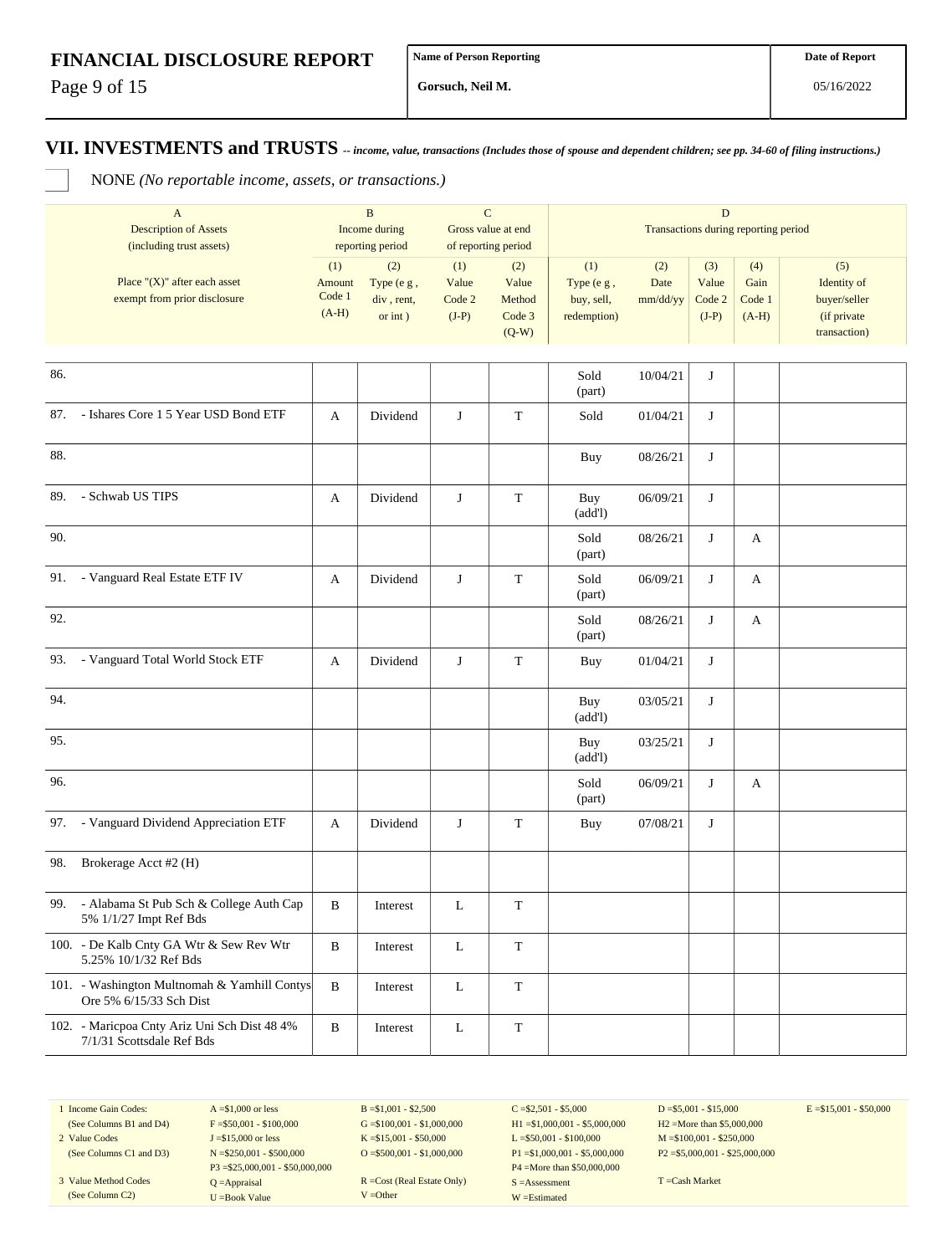# FINANCIAL DISCLOSURE REPORT

| Name of Person Reporting | Date of Report |
|---|---|
| Gorsuch, Neil M. | 05/16/2022 |

## VII. INVESTMENTS and TRUSTS *-- income, value, transactions (Includes those of spouse and dependent children; see pp. 34-60 of filing instructions.)*

☐ NONE *(No reportable income, assets, or transactions.)*

| A<br>Description of Assets<br>(including trust assets) | B<br>Income during<br>reporting period | | C<br>Gross value at end<br>of reporting period | | D<br>Transactions during reporting period | | | | |
|---|---|---|---|---|---|---|---|---|---|
| Place "(X)" after each asset exempt from prior disclosure | (1)<br>Amount<br>Code 1<br>(A-H) | (2)<br>Type (e g ,<br>div , rent,<br>or int ) | (1)<br>Value<br>Code 2<br>(J-P) | (2)<br>Value<br>Method<br>Code 3<br>(Q-W) | (1)<br>Type (e g ,<br>buy, sell,<br>redemption) | (2)<br>Date<br>mm/dd/yy | (3)<br>Value<br>Code 2<br>(J-P) | (4)<br>Gain<br>Code 1<br>(A-H) | (5)<br>Identity of<br>buyer/seller<br>(if private<br>transaction) |
| 86. | | | | | Sold (part) | 10/04/21 | J | | |
| 87. - Ishares Core 1 5 Year USD Bond ETF | A | Dividend | J | T | Sold | 01/04/21 | J | | |
| 88. | | | | | Buy | 08/26/21 | J | | |
| 89. - Schwab US TIPS | A | Dividend | J | T | Buy (add'l) | 06/09/21 | J | | |
| 90. | | | | | Sold (part) | 08/26/21 | J | A | |
| 91. - Vanguard Real Estate ETF IV | A | Dividend | J | T | Sold (part) | 06/09/21 | J | A | |
| 92. | | | | | Sold (part) | 08/26/21 | J | A | |
| 93. - Vanguard Total World Stock ETF | A | Dividend | J | T | Buy | 01/04/21 | J | | |
| 94. | | | | | Buy (add'l) | 03/05/21 | J | | |
| 95. | | | | | Buy (add'l) | 03/25/21 | J | | |
| 96. | | | | | Sold (part) | 06/09/21 | J | A | |
| 97. - Vanguard Dividend Appreciation ETF | A | Dividend | J | T | Buy | 07/08/21 | J | | |
| 98. Brokerage Acct #2 (H) | | | | | | | | | |
| 99. - Alabama St Pub Sch & College Auth Cap 5% 1/1/27 Impt Ref Bds | B | Interest | L | T | | | | | |
| 100. - De Kalb Cnty GA Wtr & Sew Rev Wtr 5.25% 10/1/32 Ref Bds | B | Interest | L | T | | | | | |
| 101. - Washington Multnomah & Yamhill Contys Ore 5% 6/15/33 Sch Dist | B | Interest | L | T | | | | | |
| 102. - Maricpoa Cnty Ariz Uni Sch Dist 48 4% 7/1/31 Scottsdale Ref Bds | B | Interest | L | T | | | | | |

| | | | | | |
|---|---|---|---|---|---|
| 1 Income Gain Codes:<br>(See Columns B1 and D4) | A =$1,000 or less<br>F =$50,001 - $100,000 | B =$1,001 - $2,500<br>G =$100,001 - $1,000,000 | C =$2,501 - $5,000<br>H1 =$1,000,001 - $5,000,000 | D =$5,001 - $15,000<br>H2 =More than $5,000,000 | E =$15,001 - $50,000 |
| 2 Value Codes<br>(See Columns C1 and D3) | J =$15,000 or less<br>N =$250,001 - $500,000<br>P3 =$25,000,001 - $50,000,000 | K =$15,001 - $50,000<br>O =$500,001 - $1,000,000 | L =$50,001 - $100,000<br>P1 =$1,000,001 - $5,000,000<br>P4 =More than $50,000,000 | M =$100,001 - $250,000<br>P2 =$5,000,001 - $25,000,000 | |
| 3 Value Method Codes<br>(See Column C2) | Q =Appraisal<br>U =Book Value | R =Cost (Real Estate Only)<br>V =Other | S =Assessment<br>W =Estimated | T =Cash Market | |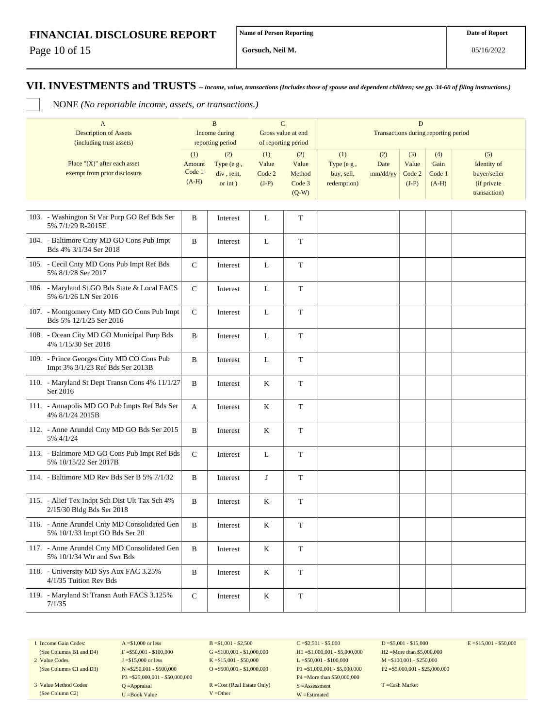**FINANCIAL DISCLOSURE REPORT**

| Name of Person Reporting | Date of Report |
|---|---|
| Gorsuch, Neil M. | 05/16/2022 |

## VII. INVESTMENTS and TRUSTS *-- income, value, transactions (Includes those of spouse and dependent children; see pp. 34-60 of filing instructions.)*

☐ NONE *(No reportable income, assets, or transactions.)*

| A | B | | C | | D | | | | |
|---|---|---|---|---|---|---|---|---|---|
| Description of Assets (including trust assets) | Income during reporting period | | Gross value at end of reporting period | | Transactions during reporting period | | | | |
| Place "(X)" after each asset exempt from prior disclosure | (1) Amount Code 1 (A-H) | (2) Type (e g , div , rent, or int ) | (1) Value Code 2 (J-P) | (2) Value Method Code 3 (Q-W) | (1) Type (e g , buy, sell, redemption) | (2) Date mm/dd/yy | (3) Value Code 2 (J-P) | (4) Gain Code 1 (A-H) | (5) Identity of buyer/seller (if private transaction) |
| 103. - Washington St Var Purp GO Ref Bds Ser 5% 7/1/29 R-2015E | B | Interest | L | T | | | | | |
| 104. - Baltimore Cnty MD GO Cons Pub Impt Bds 4% 3/1/34 Ser 2018 | B | Interest | L | T | | | | | |
| 105. - Cecil Cnty MD Cons Pub Impt Ref Bds 5% 8/1/28 Ser 2017 | C | Interest | L | T | | | | | |
| 106. - Maryland St GO Bds State & Local FACS 5% 6/1/26 LN Ser 2016 | C | Interest | L | T | | | | | |
| 107. - Montgomery Cnty MD GO Cons Pub Impt Bds 5% 12/1/25 Ser 2016 | C | Interest | L | T | | | | | |
| 108. - Ocean City MD GO Municipal Purp Bds 4% 1/15/30 Ser 2018 | B | Interest | L | T | | | | | |
| 109. - Prince Georges Cnty MD CO Cons Pub Impt 3% 3/1/23 Ref Bds Ser 2013B | B | Interest | L | T | | | | | |
| 110. - Maryland St Dept Transn Cons 4% 11/1/27 Ser 2016 | B | Interest | K | T | | | | | |
| 111. - Annapolis MD GO Pub Impts Ref Bds Ser 4% 8/1/24 2015B | A | Interest | K | T | | | | | |
| 112. - Anne Arundel Cnty MD GO Bds Ser 2015 5% 4/1/24 | B | Interest | K | T | | | | | |
| 113. - Baltimore MD GO Cons Pub Impt Ref Bds 5% 10/15/22 Ser 2017B | C | Interest | L | T | | | | | |
| 114. - Baltimore MD Rev Bds Ser B 5% 7/1/32 | B | Interest | J | T | | | | | |
| 115. - Alief Tex Indpt Sch Dist Ult Tax Sch 4% 2/15/30 Bldg Bds Ser 2018 | B | Interest | K | T | | | | | |
| 116. - Anne Arundel Cnty MD Consolidated Gen 5% 10/1/33 Impt GO Bds Ser 20 | B | Interest | K | T | | | | | |
| 117. - Anne Arundel Cnty MD Consolidated Gen 5% 10/1/34 Wtr and Swr Bds | B | Interest | K | T | | | | | |
| 118. - University MD Sys Aux FAC 3.25% 4/1/35 Tuition Rev Bds | B | Interest | K | T | | | | | |
| 119. - Maryland St Transn Auth FACS 3.125% 7/1/35 | C | Interest | K | T | | | | | |

| | | | | | |
|---|---|---|---|---|---|
| 1 Income Gain Codes: (See Columns B1 and D4) | A =$1,000 or less | B =$1,001 - $2,500 | C =$2,501 - $5,000 | D =$5,001 - $15,000 | E =$15,001 - $50,000 |
| | F =$50,001 - $100,000 | G =$100,001 - $1,000,000 | H1 =$1,000,001 - $5,000,000 | H2 =More than $5,000,000 | |
| 2 Value Codes (See Columns C1 and D3) | J =$15,000 or less | K =$15,001 - $50,000 | L =$50,001 - $100,000 | M =$100,001 - $250,000 | |
| | N =$250,001 - $500,000 | O =$500,001 - $1,000,000 | P1 =$1,000,001 - $5,000,000 | P2 =$5,000,001 - $25,000,000 | |
| | P3 =$25,000,001 - $50,000,000 | | P4 =More than $50,000,000 | | |
| 3 Value Method Codes (See Column C2) | Q =Appraisal | R =Cost (Real Estate Only) | S =Assessment | T =Cash Market | |
| | U =Book Value | V =Other | W =Estimated | | |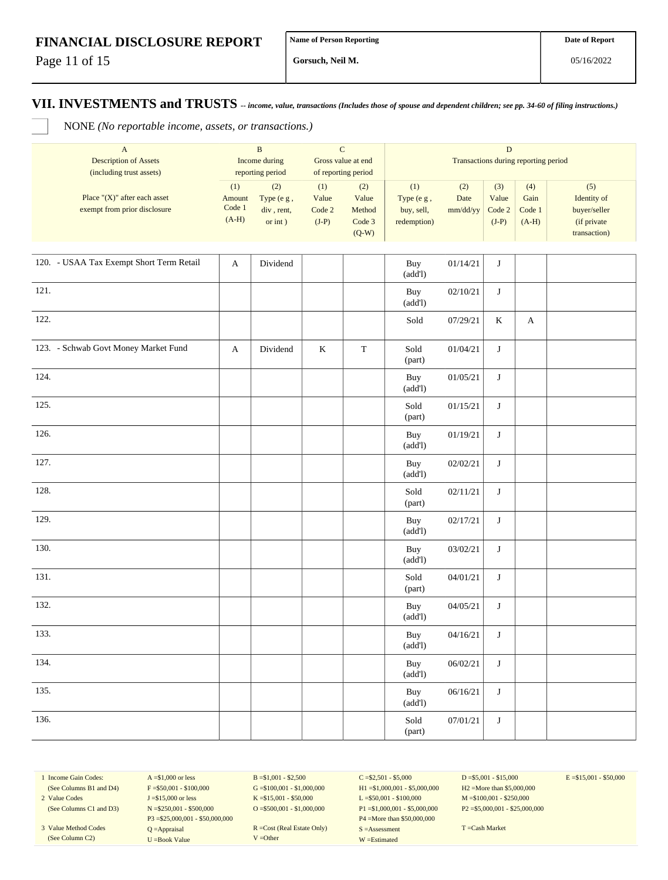**FINANCIAL DISCLOSURE REPORT**

| Name of Person Reporting | Date of Report |
|---|---|
| Gorsuch, Neil M. | 05/16/2022 |

## VII. INVESTMENTS and TRUSTS -- *income, value, transactions (Includes those of spouse and dependent children; see pp. 34-60 of filing instructions.)*

☐ NONE *(No reportable income, assets, or transactions.)*

| A | B | | C | | D | | | | |
|---|---|---|---|---|---|---|---|---|---|
| Description of Assets (including trust assets) | Income during reporting period | | Gross value at end of reporting period | | Transactions during reporting period | | | | |
| Place "(X)" after each asset exempt from prior disclosure | (1) Amount Code 1 (A-H) | (2) Type (e g , div , rent, or int ) | (1) Value Code 2 (J-P) | (2) Value Method Code 3 (Q-W) | (1) Type (e g , buy, sell, redemption) | (2) Date mm/dd/yy | (3) Value Code 2 (J-P) | (4) Gain Code 1 (A-H) | (5) Identity of buyer/seller (if private transaction) |
| 120. - USAA Tax Exempt Short Term Retail | A | Dividend | | | Buy (add'l) | 01/14/21 | J | | |
| 121. | | | | | Buy (add'l) | 02/10/21 | J | | |
| 122. | | | | | Sold | 07/29/21 | K | A | |
| 123. - Schwab Govt Money Market Fund | A | Dividend | K | T | Sold (part) | 01/04/21 | J | | |
| 124. | | | | | Buy (add'l) | 01/05/21 | J | | |
| 125. | | | | | Sold (part) | 01/15/21 | J | | |
| 126. | | | | | Buy (add'l) | 01/19/21 | J | | |
| 127. | | | | | Buy (add'l) | 02/02/21 | J | | |
| 128. | | | | | Sold (part) | 02/11/21 | J | | |
| 129. | | | | | Buy (add'l) | 02/17/21 | J | | |
| 130. | | | | | Buy (add'l) | 03/02/21 | J | | |
| 131. | | | | | Sold (part) | 04/01/21 | J | | |
| 132. | | | | | Buy (add'l) | 04/05/21 | J | | |
| 133. | | | | | Buy (add'l) | 04/16/21 | J | | |
| 134. | | | | | Buy (add'l) | 06/02/21 | J | | |
| 135. | | | | | Buy (add'l) | 06/16/21 | J | | |
| 136. | | | | | Sold (part) | 07/01/21 | J | | |

| | | | | | |
|---|---|---|---|---|---|
| 1 Income Gain Codes: (See Columns B1 and D4) | A =$1,000 or less | B =$1,001 - $2,500 | C =$2,501 - $5,000 | D =$5,001 - $15,000 | E =$15,001 - $50,000 |
| | F =$50,001 - $100,000 | G =$100,001 - $1,000,000 | H1 =$1,000,001 - $5,000,000 | H2 =More than $5,000,000 | |
| 2 Value Codes (See Columns C1 and D3) | J =$15,000 or less | K =$15,001 - $50,000 | L =$50,001 - $100,000 | M =$100,001 - $250,000 | |
| | N =$250,001 - $500,000 | O =$500,001 - $1,000,000 | P1 =$1,000,001 - $5,000,000 | P2 =$5,000,001 - $25,000,000 | |
| | P3 =$25,000,001 - $50,000,000 | | P4 =More than $50,000,000 | | |
| 3 Value Method Codes (See Column C2) | Q =Appraisal | R =Cost (Real Estate Only) | S =Assessment | T =Cash Market | |
| | U =Book Value | V =Other | W =Estimated | | |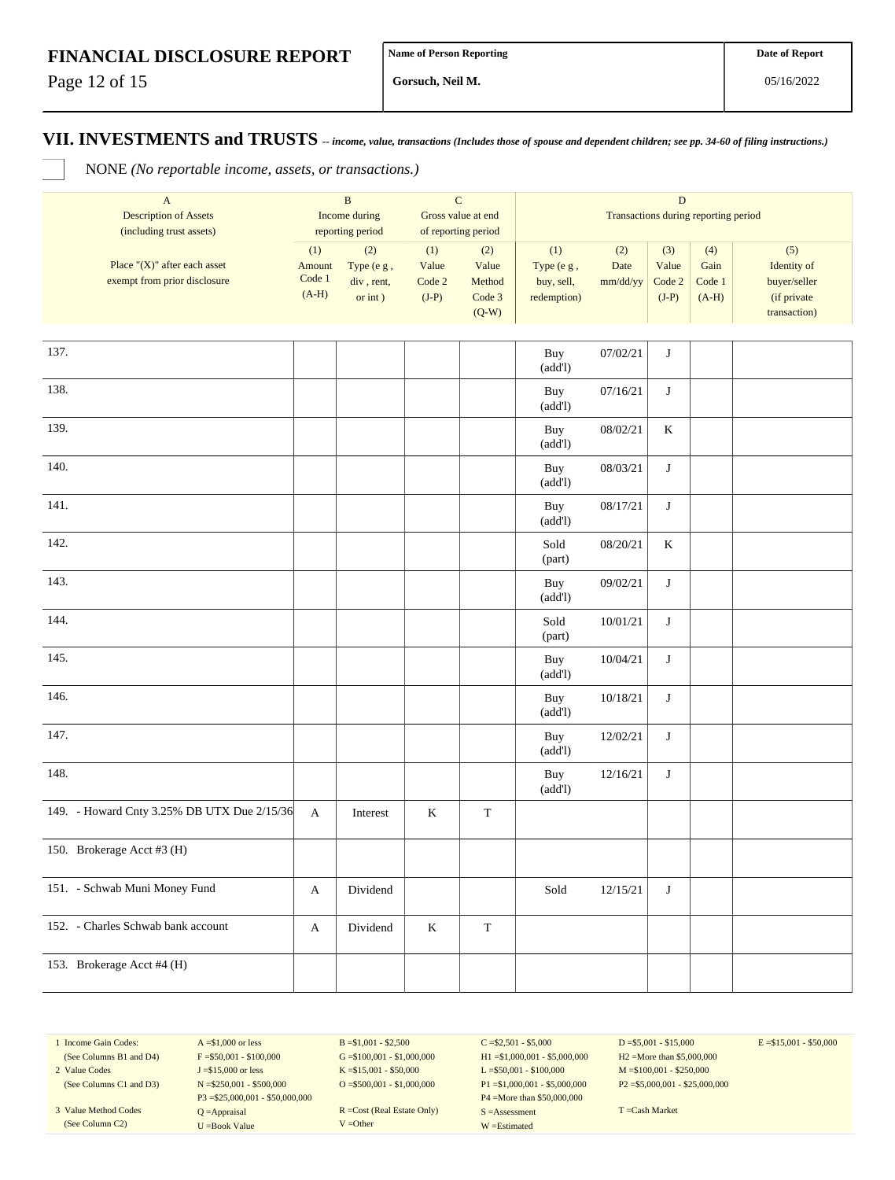**FINANCIAL DISCLOSURE REPORT**

| Name of Person Reporting | Date of Report |
|---|---|
| Gorsuch, Neil M. | 05/16/2022 |

## VII. INVESTMENTS and TRUSTS -- *income, value, transactions (Includes those of spouse and dependent children; see pp. 34-60 of filing instructions.)*

☐ NONE *(No reportable income, assets, or transactions.)*

| A<br>Description of Assets<br>(including trust assets)<br><br>Place "(X)" after each asset exempt from prior disclosure | B<br>Income during reporting period<br>(1)<br>Amount<br>Code 1<br>(A-H) | <br><br>(2)<br>Type (e g ,<br>div , rent,<br>or int ) | C<br>Gross value at end of reporting period<br>(1)<br>Value<br>Code 2<br>(J-P) | <br><br>(2)<br>Value<br>Method<br>Code 3<br>(Q-W) | D<br>Transactions during reporting period<br>(1)<br>Type (e g ,<br>buy, sell,<br>redemption) | <br><br>(2)<br>Date<br>mm/dd/yy | <br><br>(3)<br>Value<br>Code 2<br>(J-P) | <br><br>(4)<br>Gain<br>Code 1<br>(A-H) | <br><br>(5)<br>Identity of<br>buyer/seller<br>(if private<br>transaction) |
|---|---|---|---|---|---|---|---|---|---|
| 137. | | | | | Buy (add'l) | 07/02/21 | J | | |
| 138. | | | | | Buy (add'l) | 07/16/21 | J | | |
| 139. | | | | | Buy (add'l) | 08/02/21 | K | | |
| 140. | | | | | Buy (add'l) | 08/03/21 | J | | |
| 141. | | | | | Buy (add'l) | 08/17/21 | J | | |
| 142. | | | | | Sold (part) | 08/20/21 | K | | |
| 143. | | | | | Buy (add'l) | 09/02/21 | J | | |
| 144. | | | | | Sold (part) | 10/01/21 | J | | |
| 145. | | | | | Buy (add'l) | 10/04/21 | J | | |
| 146. | | | | | Buy (add'l) | 10/18/21 | J | | |
| 147. | | | | | Buy (add'l) | 12/02/21 | J | | |
| 148. | | | | | Buy (add'l) | 12/16/21 | J | | |
| 149. - Howard Cnty 3.25% DB UTX Due 2/15/36 | A | Interest | K | T | | | | | |
| 150. Brokerage Acct #3 (H) | | | | | | | | | |
| 151. - Schwab Muni Money Fund | A | Dividend | | | Sold | 12/15/21 | J | | |
| 152. - Charles Schwab bank account | A | Dividend | K | T | | | | | |
| 153. Brokerage Acct #4 (H) | | | | | | | | | |

| | | | | | |
|---|---|---|---|---|---|
| 1 Income Gain Codes:<br>(See Columns B1 and D4) | A =$1,000 or less<br>F =$50,001 - $100,000 | B =$1,001 - $2,500<br>G =$100,001 - $1,000,000 | C =$2,501 - $5,000<br>H1 =$1,000,001 - $5,000,000 | D =$5,001 - $15,000<br>H2 =More than $5,000,000 | E =$15,001 - $50,000 |
| 2 Value Codes<br>(See Columns C1 and D3) | J =$15,000 or less<br>N =$250,001 - $500,000<br>P3 =$25,000,001 - $50,000,000 | K =$15,001 - $50,000<br>O =$500,001 - $1,000,000 | L =$50,001 - $100,000<br>P1 =$1,000,001 - $5,000,000<br>P4 =More than $50,000,000 | M =$100,001 - $250,000<br>P2 =$5,000,001 - $25,000,000 | |
| 3 Value Method Codes<br>(See Column C2) | Q =Appraisal<br>U =Book Value | R =Cost (Real Estate Only)<br>V =Other | S =Assessment<br>W =Estimated | T =Cash Market | |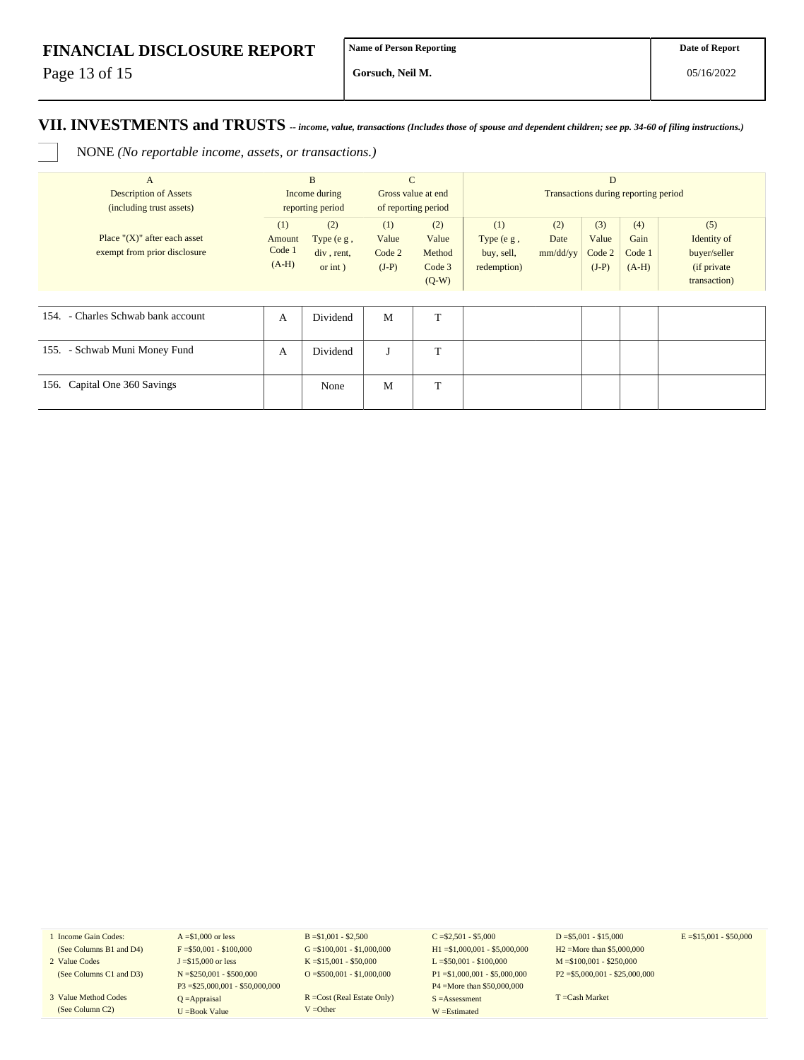# FINANCIAL DISCLOSURE REPORT

| Name of Person Reporting | Date of Report |
|---|---|
| Gorsuch, Neil M. | 05/16/2022 |

## VII. INVESTMENTS and TRUSTS -- *income, value, transactions (Includes those of spouse and dependent children; see pp. 34-60 of filing instructions.)*

☐ NONE *(No reportable income, assets, or transactions.)*

| A<br>Description of Assets<br>(including trust assets) | B<br>Income during<br>reporting period | | C<br>Gross value at end<br>of reporting period | | D<br>Transactions during reporting period | | | | |
|---|---|---|---|---|---|---|---|---|---|
| Place "(X)" after each asset exempt from prior disclosure | (1)<br>Amount<br>Code 1<br>(A-H) | (2)<br>Type (e g ,<br>div , rent,<br>or int ) | (1)<br>Value<br>Code 2<br>(J-P) | (2)<br>Value<br>Method<br>Code 3<br>(Q-W) | (1)<br>Type (e g ,<br>buy, sell,<br>redemption) | (2)<br>Date<br>mm/dd/yy | (3)<br>Value<br>Code 2<br>(J-P) | (4)<br>Gain<br>Code 1<br>(A-H) | (5)<br>Identity of<br>buyer/seller<br>(if private<br>transaction) |
| 154. - Charles Schwab bank account | A | Dividend | M | T | | | | | |
| 155. - Schwab Muni Money Fund | A | Dividend | J | T | | | | | |
| 156. Capital One 360 Savings | | None | M | T | | | | | |

| | | | | | |
|---|---|---|---|---|---|
| 1 Income Gain Codes:<br>(See Columns B1 and D4) | A =$1,000 or less<br>F =$50,001 - $100,000 | B =$1,001 - $2,500<br>G =$100,001 - $1,000,000 | C =$2,501 - $5,000<br>H1 =$1,000,001 - $5,000,000 | D =$5,001 - $15,000<br>H2 =More than $5,000,000 | E =$15,001 - $50,000 |
| 2 Value Codes<br>(See Columns C1 and D3) | J =$15,000 or less<br>N =$250,001 - $500,000<br>P3 =$25,000,001 - $50,000,000 | K =$15,001 - $50,000<br>O =$500,001 - $1,000,000 | L =$50,001 - $100,000<br>P1 =$1,000,001 - $5,000,000<br>P4 =More than $50,000,000 | M =$100,001 - $250,000<br>P2 =$5,000,001 - $25,000,000 | |
| 3 Value Method Codes<br>(See Column C2) | Q =Appraisal<br>U =Book Value | R =Cost (Real Estate Only)<br>V =Other | S =Assessment<br>W =Estimated | T =Cash Market | |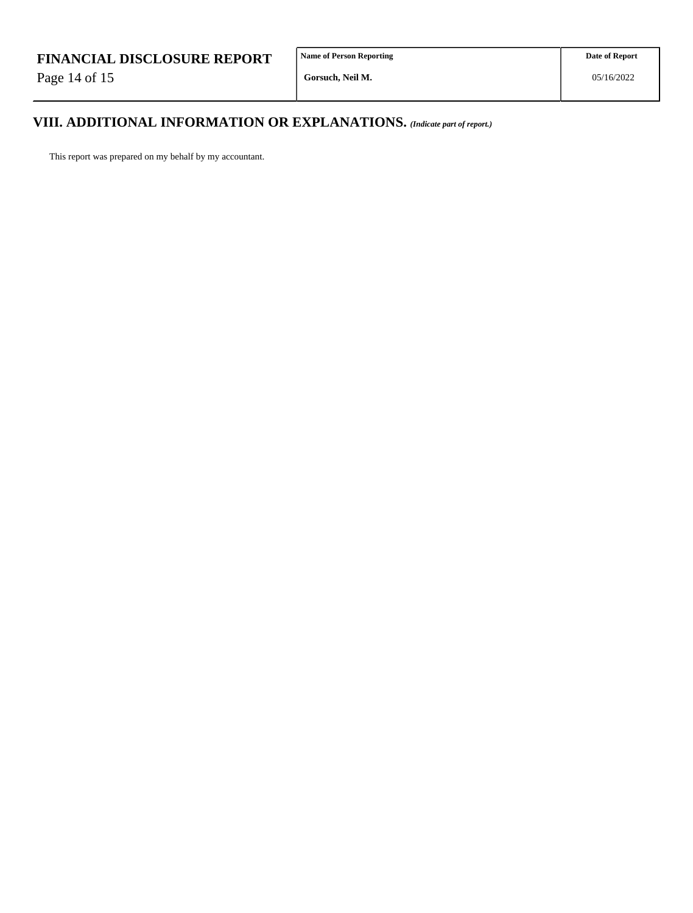## VIII. ADDITIONAL INFORMATION OR EXPLANATIONS. *(Indicate part of report.)*

This report was prepared on my behalf by my accountant.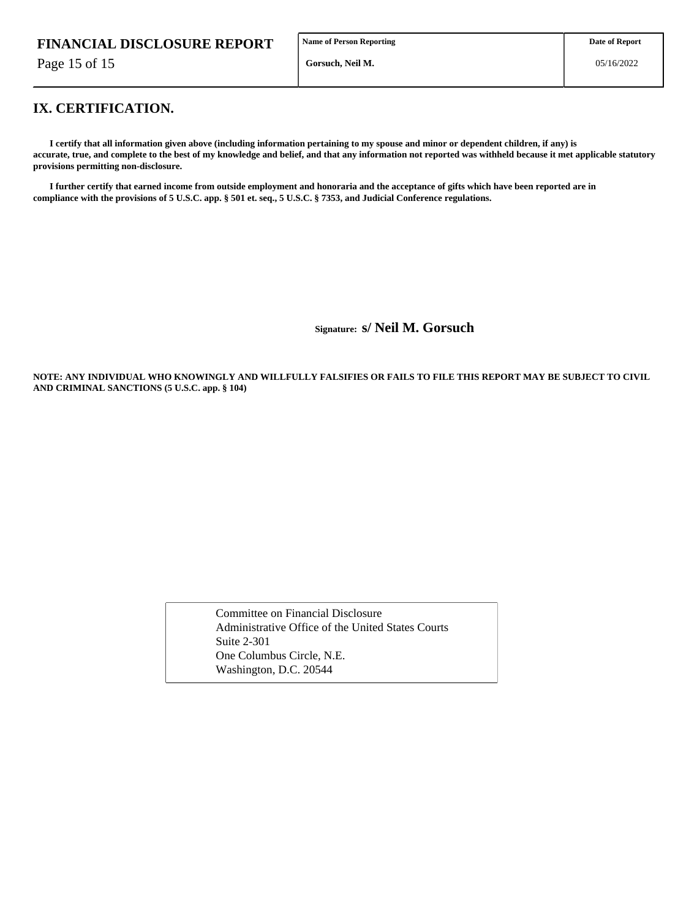# IX. CERTIFICATION.

**I certify that all information given above (including information pertaining to my spouse and minor or dependent children, if any) is accurate, true, and complete to the best of my knowledge and belief, and that any information not reported was withheld because it met applicable statutory provisions permitting non-disclosure.**

**I further certify that earned income from outside employment and honoraria and the acceptance of gifts which have been reported are in compliance with the provisions of 5 U.S.C. app. § 501 et. seq., 5 U.S.C. § 7353, and Judicial Conference regulations.**

Signature: **s/ Neil M. Gorsuch**

**NOTE: ANY INDIVIDUAL WHO KNOWINGLY AND WILLFULLY FALSIFIES OR FAILS TO FILE THIS REPORT MAY BE SUBJECT TO CIVIL AND CRIMINAL SANCTIONS (5 U.S.C. app. § 104)**

Committee on Financial Disclosure
Administrative Office of the United States Courts
Suite 2-301
One Columbus Circle, N.E.
Washington, D.C. 20544